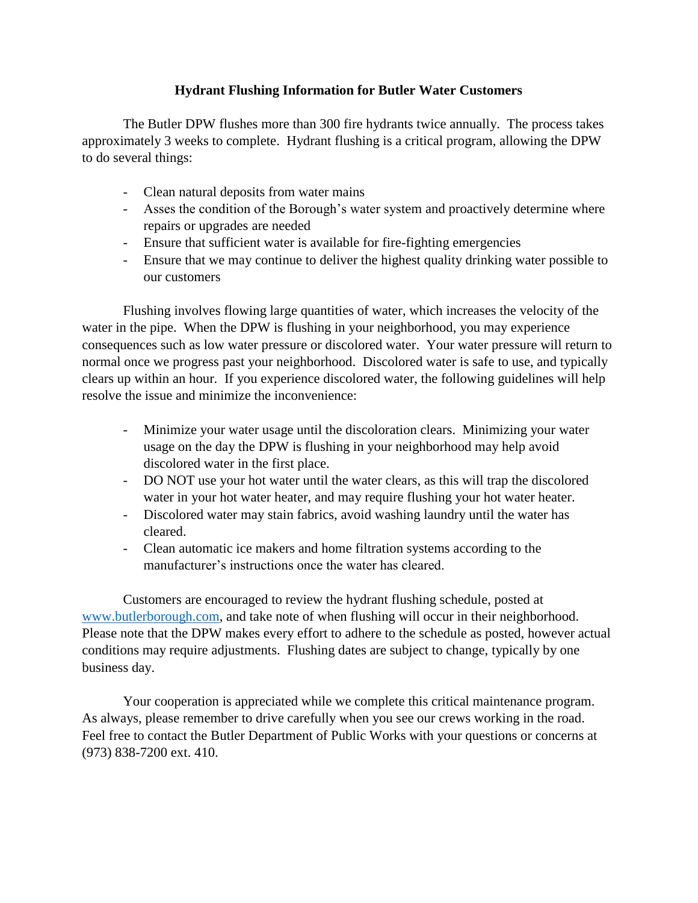# Hydrant Flushing Information for Butler Water Customers

The Butler DPW flushes more than 300 fire hydrants twice annually. The process takes approximately 3 weeks to complete. Hydrant flushing is a critical program, allowing the DPW to do several things:

- Clean natural deposits from water mains
- Asses the condition of the Borough's water system and proactively determine where repairs or upgrades are needed
- Ensure that sufficient water is available for fire-fighting emergencies
- Ensure that we may continue to deliver the highest quality drinking water possible to our customers

Flushing involves flowing large quantities of water, which increases the velocity of the water in the pipe. When the DPW is flushing in your neighborhood, you may experience consequences such as low water pressure or discolored water. Your water pressure will return to normal once we progress past your neighborhood. Discolored water is safe to use, and typically clears up within an hour. If you experience discolored water, the following guidelines will help resolve the issue and minimize the inconvenience:

- Minimize your water usage until the discoloration clears. Minimizing your water usage on the day the DPW is flushing in your neighborhood may help avoid discolored water in the first place.
- DO NOT use your hot water until the water clears, as this will trap the discolored water in your hot water heater, and may require flushing your hot water heater.
- Discolored water may stain fabrics, avoid washing laundry until the water has cleared.
- Clean automatic ice makers and home filtration systems according to the manufacturer's instructions once the water has cleared.

Customers are encouraged to review the hydrant flushing schedule, posted at [www.butlerborough.com](http://www.butlerborough.com), and take note of when flushing will occur in their neighborhood. Please note that the DPW makes every effort to adhere to the schedule as posted, however actual conditions may require adjustments. Flushing dates are subject to change, typically by one business day.

Your cooperation is appreciated while we complete this critical maintenance program. As always, please remember to drive carefully when you see our crews working in the road. Feel free to contact the Butler Department of Public Works with your questions or concerns at (973) 838-7200 ext. 410.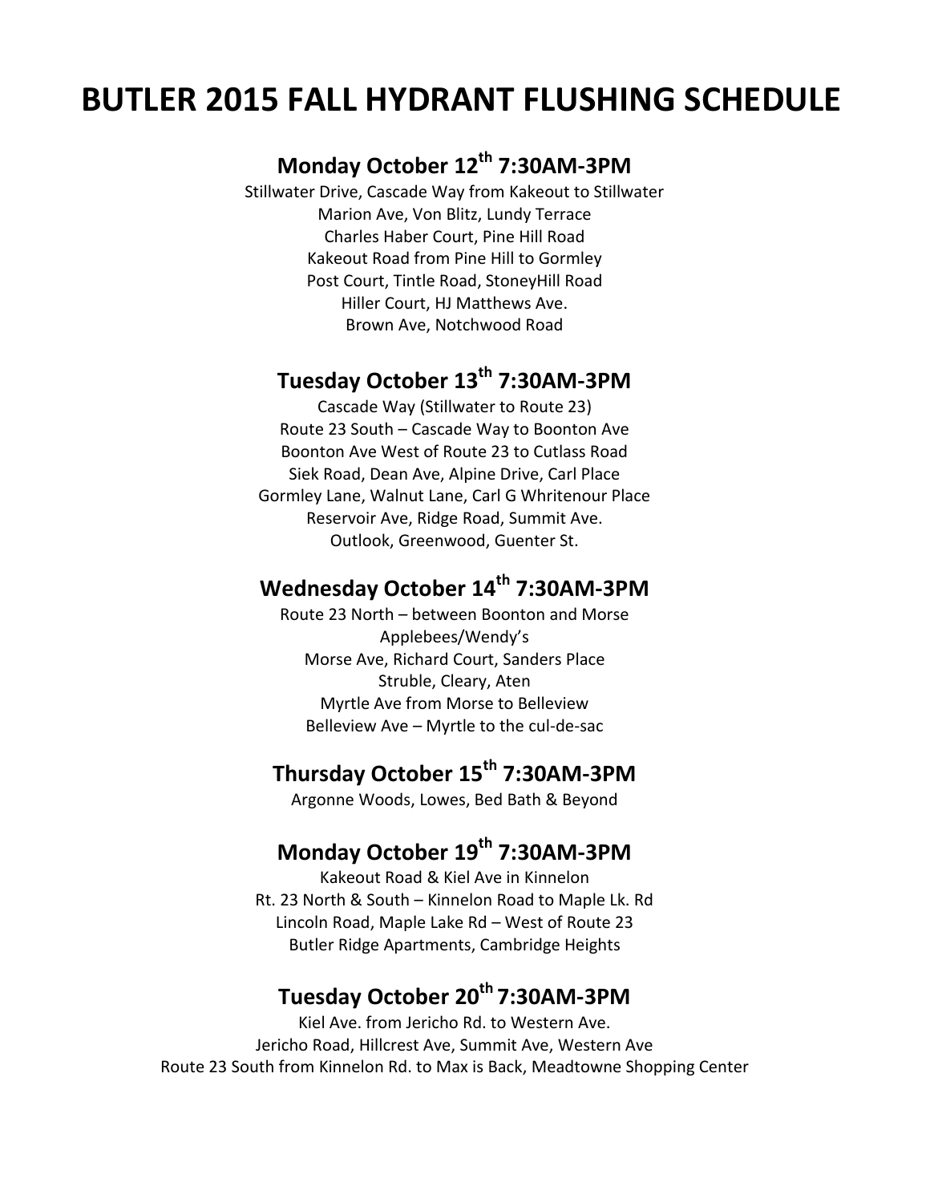# BUTLER 2015 FALL HYDRANT FLUSHING SCHEDULE

## Monday October 12th 7:30AM-3PM

Stillwater Drive, Cascade Way from Kakeout to Stillwater
Marion Ave, Von Blitz, Lundy Terrace
Charles Haber Court, Pine Hill Road
Kakeout Road from Pine Hill to Gormley
Post Court, Tintle Road, StoneyHill Road
Hiller Court, HJ Matthews Ave.
Brown Ave, Notchwood Road

## Tuesday October 13th 7:30AM-3PM

Cascade Way (Stillwater to Route 23)
Route 23 South – Cascade Way to Boonton Ave
Boonton Ave West of Route 23 to Cutlass Road
Siek Road, Dean Ave, Alpine Drive, Carl Place
Gormley Lane, Walnut Lane, Carl G Whritenour Place
Reservoir Ave, Ridge Road, Summit Ave.
Outlook, Greenwood, Guenter St.

## Wednesday October 14th 7:30AM-3PM

Route 23 North – between Boonton and Morse
Applebees/Wendy's
Morse Ave, Richard Court, Sanders Place
Struble, Cleary, Aten
Myrtle Ave from Morse to Belleview
Belleview Ave – Myrtle to the cul-de-sac

## Thursday October 15th 7:30AM-3PM

Argonne Woods, Lowes, Bed Bath & Beyond

## Monday October 19th 7:30AM-3PM

Kakeout Road & Kiel Ave in Kinnelon
Rt. 23 North & South – Kinnelon Road to Maple Lk. Rd
Lincoln Road, Maple Lake Rd – West of Route 23
Butler Ridge Apartments, Cambridge Heights

## Tuesday October 20th 7:30AM-3PM

Kiel Ave. from Jericho Rd. to Western Ave.
Jericho Road, Hillcrest Ave, Summit Ave, Western Ave
Route 23 South from Kinnelon Rd. to Max is Back, Meadtowne Shopping Center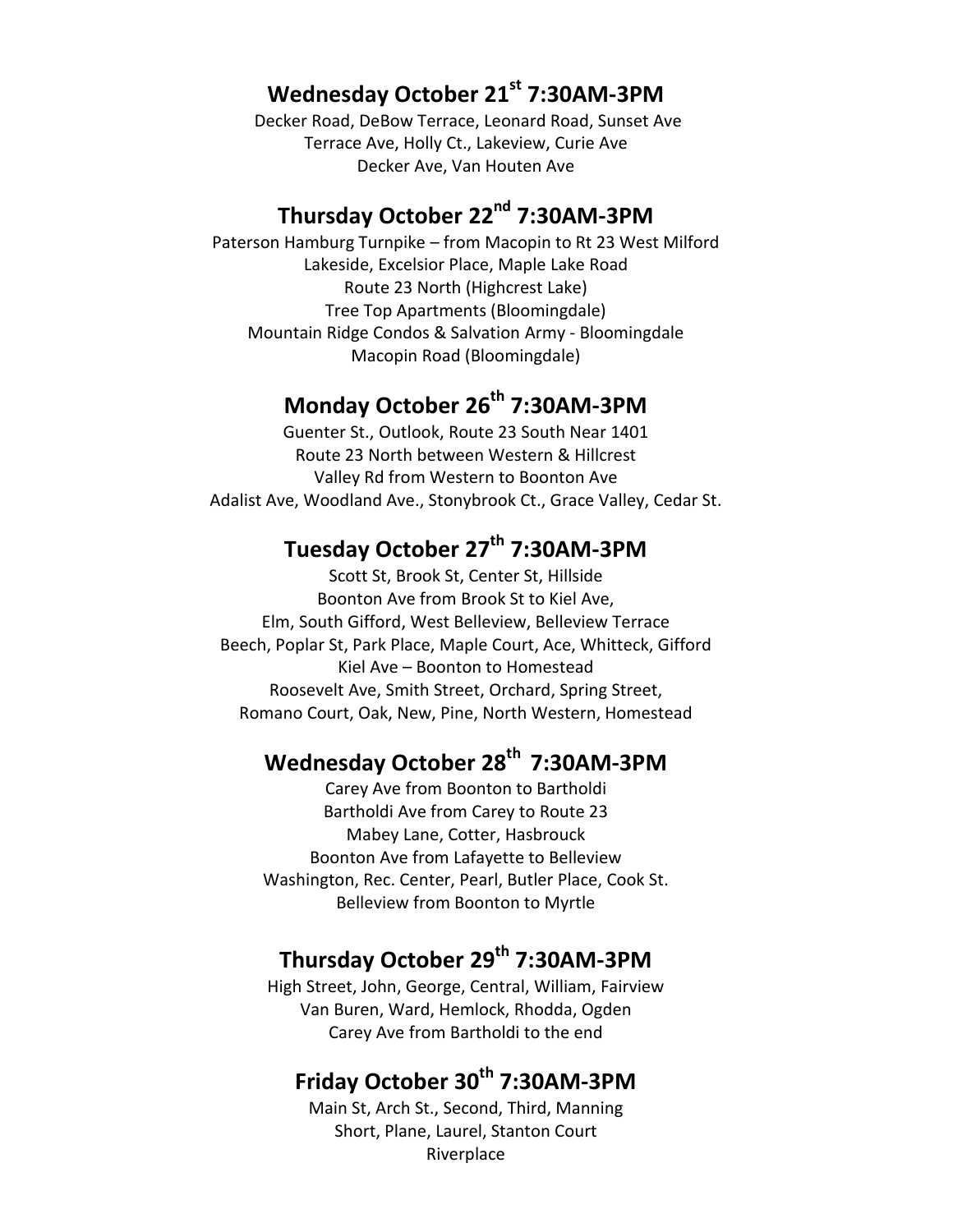## Wednesday October 21st 7:30AM-3PM

Decker Road, DeBow Terrace, Leonard Road, Sunset Ave
Terrace Ave, Holly Ct., Lakeview, Curie Ave
Decker Ave, Van Houten Ave

## Thursday October 22nd 7:30AM-3PM

Paterson Hamburg Turnpike – from Macopin to Rt 23 West Milford
Lakeside, Excelsior Place, Maple Lake Road
Route 23 North (Highcrest Lake)
Tree Top Apartments (Bloomingdale)
Mountain Ridge Condos & Salvation Army - Bloomingdale
Macopin Road (Bloomingdale)

## Monday October 26th 7:30AM-3PM

Guenter St., Outlook, Route 23 South Near 1401
Route 23 North between Western & Hillcrest
Valley Rd from Western to Boonton Ave
Adalist Ave, Woodland Ave., Stonybrook Ct., Grace Valley, Cedar St.

## Tuesday October 27th 7:30AM-3PM

Scott St, Brook St, Center St, Hillside
Boonton Ave from Brook St to Kiel Ave,
Elm, South Gifford, West Belleview, Belleview Terrace
Beech, Poplar St, Park Place, Maple Court, Ace, Whitteck, Gifford
Kiel Ave – Boonton to Homestead
Roosevelt Ave, Smith Street, Orchard, Spring Street,
Romano Court, Oak, New, Pine, North Western, Homestead

## Wednesday October 28th 7:30AM-3PM

Carey Ave from Boonton to Bartholdi
Bartholdi Ave from Carey to Route 23
Mabey Lane, Cotter, Hasbrouck
Boonton Ave from Lafayette to Belleview
Washington, Rec. Center, Pearl, Butler Place, Cook St.
Belleview from Boonton to Myrtle

## Thursday October 29th 7:30AM-3PM

High Street, John, George, Central, William, Fairview
Van Buren, Ward, Hemlock, Rhodda, Ogden
Carey Ave from Bartholdi to the end

## Friday October 30th 7:30AM-3PM

Main St, Arch St., Second, Third, Manning
Short, Plane, Laurel, Stanton Court
Riverplace